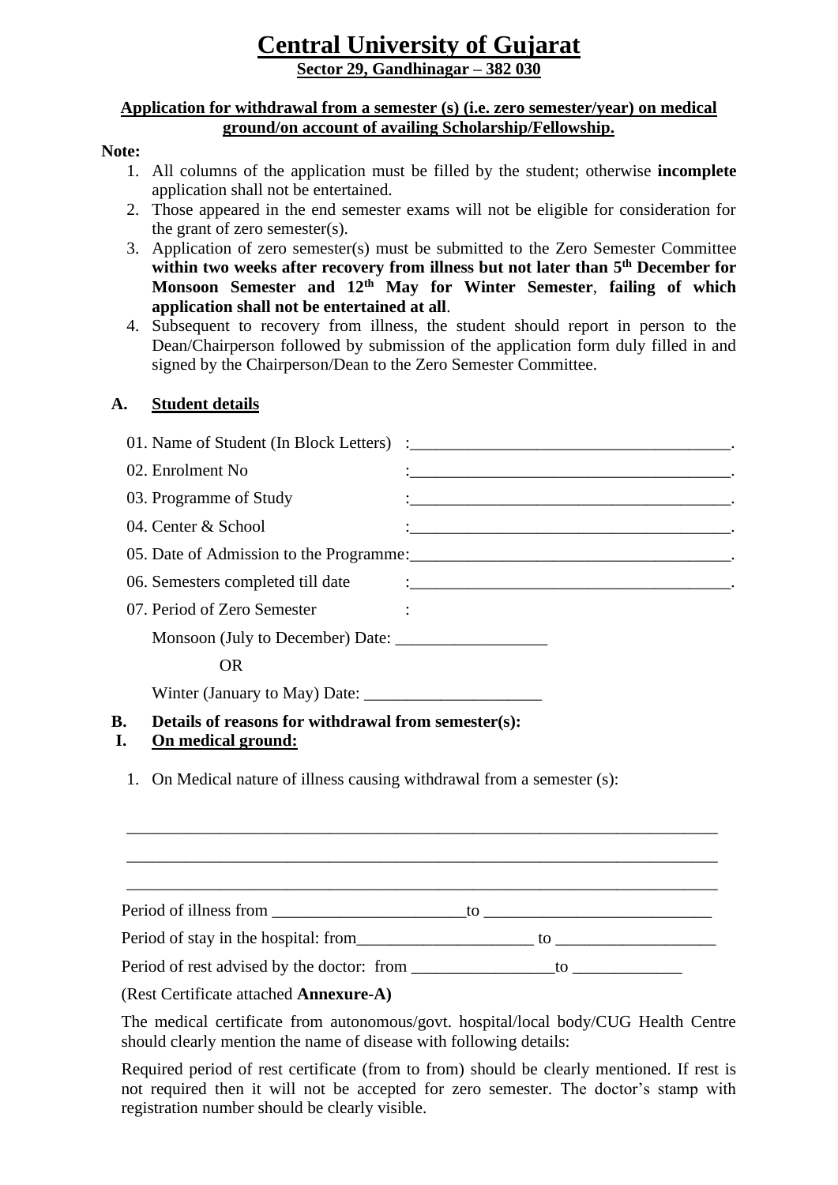# Central University of Gujarat

**Sector 29, Gandhinagar – 382 030**

**Application for withdrawal from a semester (s) (i.e. zero semester/year) on medical ground/on account of availing Scholarship/Fellowship.**

**Note:**

1. All columns of the application must be filled by the student; otherwise **incomplete** application shall not be entertained.
2. Those appeared in the end semester exams will not be eligible for consideration for the grant of zero semester(s).
3. Application of zero semester(s) must be submitted to the Zero Semester Committee **within two weeks after recovery from illness but not later than 5th December for Monsoon Semester and 12th May for Winter Semester**, **failing of which application shall not be entertained at all**.
4. Subsequent to recovery from illness, the student should report in person to the Dean/Chairperson followed by submission of the application form duly filled in and signed by the Chairperson/Dean to the Zero Semester Committee.

## A. Student details

01. Name of Student (In Block Letters) :______________________________________.

02. Enrolment No :______________________________________.

03. Programme of Study :______________________________________.

04. Center & School :______________________________________.

05. Date of Admission to the Programme:______________________________________.

06. Semesters completed till date :______________________________________.

07. Period of Zero Semester :

Monsoon (July to December) Date: __________________

OR

Winter (January to May) Date: _____________________

## B. Details of reasons for withdrawal from semester(s):

### I. On medical ground:

1. On Medical nature of illness causing withdrawal from a semester (s):

________________________________________________________________________

________________________________________________________________________

________________________________________________________________________

Period of illness from _______________________to ___________________________

Period of stay in the hospital: from_____________________ to ___________________

Period of rest advised by the doctor: from _________________to _____________

(Rest Certificate attached **Annexure-A)**

The medical certificate from autonomous/govt. hospital/local body/CUG Health Centre should clearly mention the name of disease with following details:

Required period of rest certificate (from to from) should be clearly mentioned. If rest is not required then it will not be accepted for zero semester. The doctor's stamp with registration number should be clearly visible.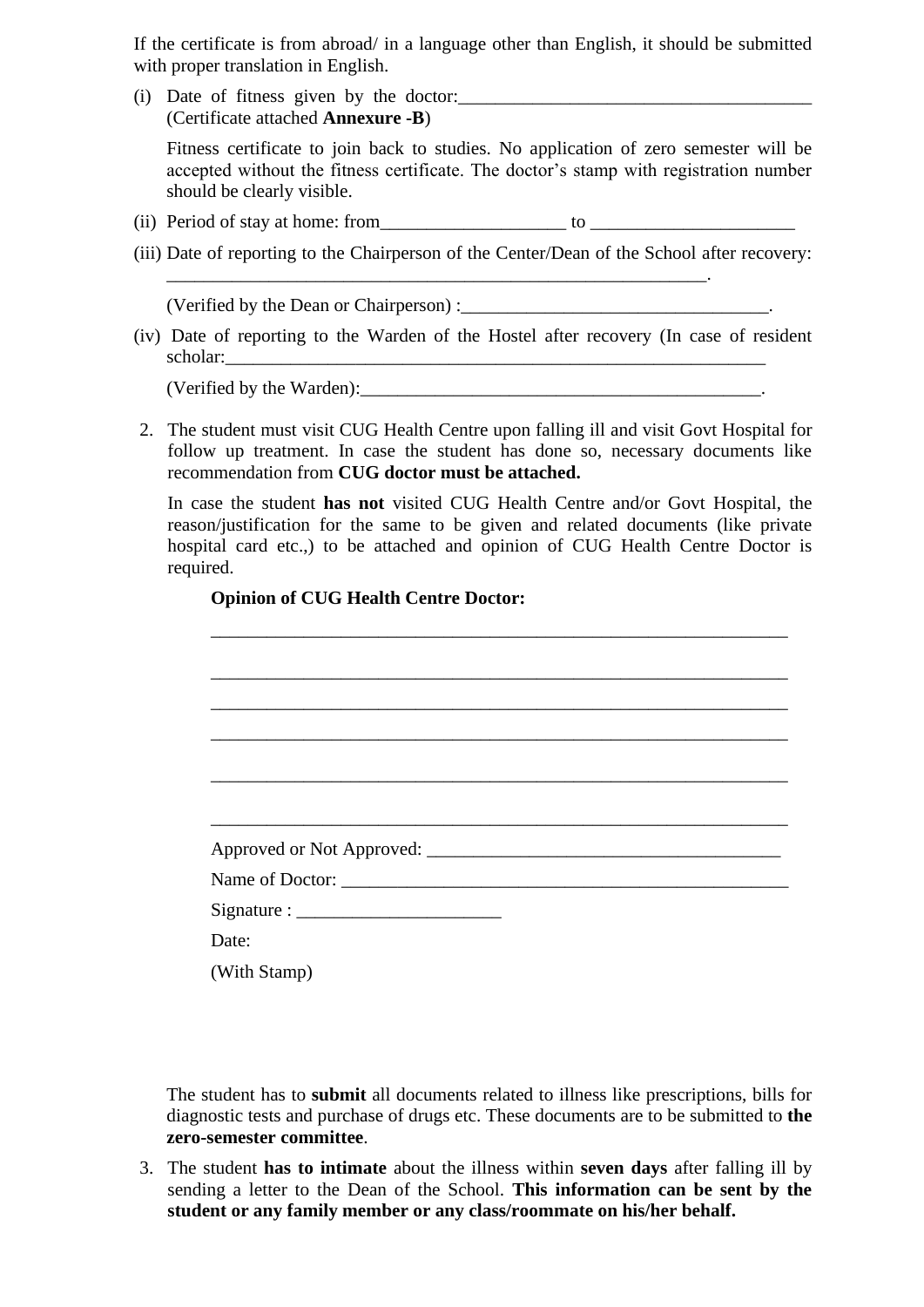If the certificate is from abroad/ in a language other than English, it should be submitted with proper translation in English.

(i) Date of fitness given by the doctor:_______________________________________
(Certificate attached **Annexure -B**)

Fitness certificate to join back to studies. No application of zero semester will be accepted without the fitness certificate. The doctor's stamp with registration number should be clearly visible.

(ii) Period of stay at home: from___________________ to _____________________

(iii) Date of reporting to the Chairperson of the Center/Dean of the School after recovery: ____________________________________________________________.

(Verified by the Dean or Chairperson) :_________________________________.

(iv) Date of reporting to the Warden of the Hostel after recovery (In case of resident scholar:____________________________________________________________

(Verified by the Warden):____________________________________________.

2. The student must visit CUG Health Centre upon falling ill and visit Govt Hospital for follow up treatment. In case the student has done so, necessary documents like recommendation from **CUG doctor must be attached.**

   In case the student **has not** visited CUG Health Centre and/or Govt Hospital, the reason/justification for the same to be given and related documents (like private hospital card etc.,) to be attached and opinion of CUG Health Centre Doctor is required.

   **Opinion of CUG Health Centre Doctor:**

   _________________________________________________________________

   _________________________________________________________________

   _________________________________________________________________

   _________________________________________________________________

   _________________________________________________________________

   _________________________________________________________________

   Approved or Not Approved: _______________________________________

   Name of Doctor: _________________________________________________

   Signature : ______________________

   Date:

   (With Stamp)

   The student has to **submit** all documents related to illness like prescriptions, bills for diagnostic tests and purchase of drugs etc. These documents are to be submitted to **the zero-semester committee**.

3. The student **has to intimate** about the illness within **seven days** after falling ill by sending a letter to the Dean of the School. **This information can be sent by the student or any family member or any class/roommate on his/her behalf.**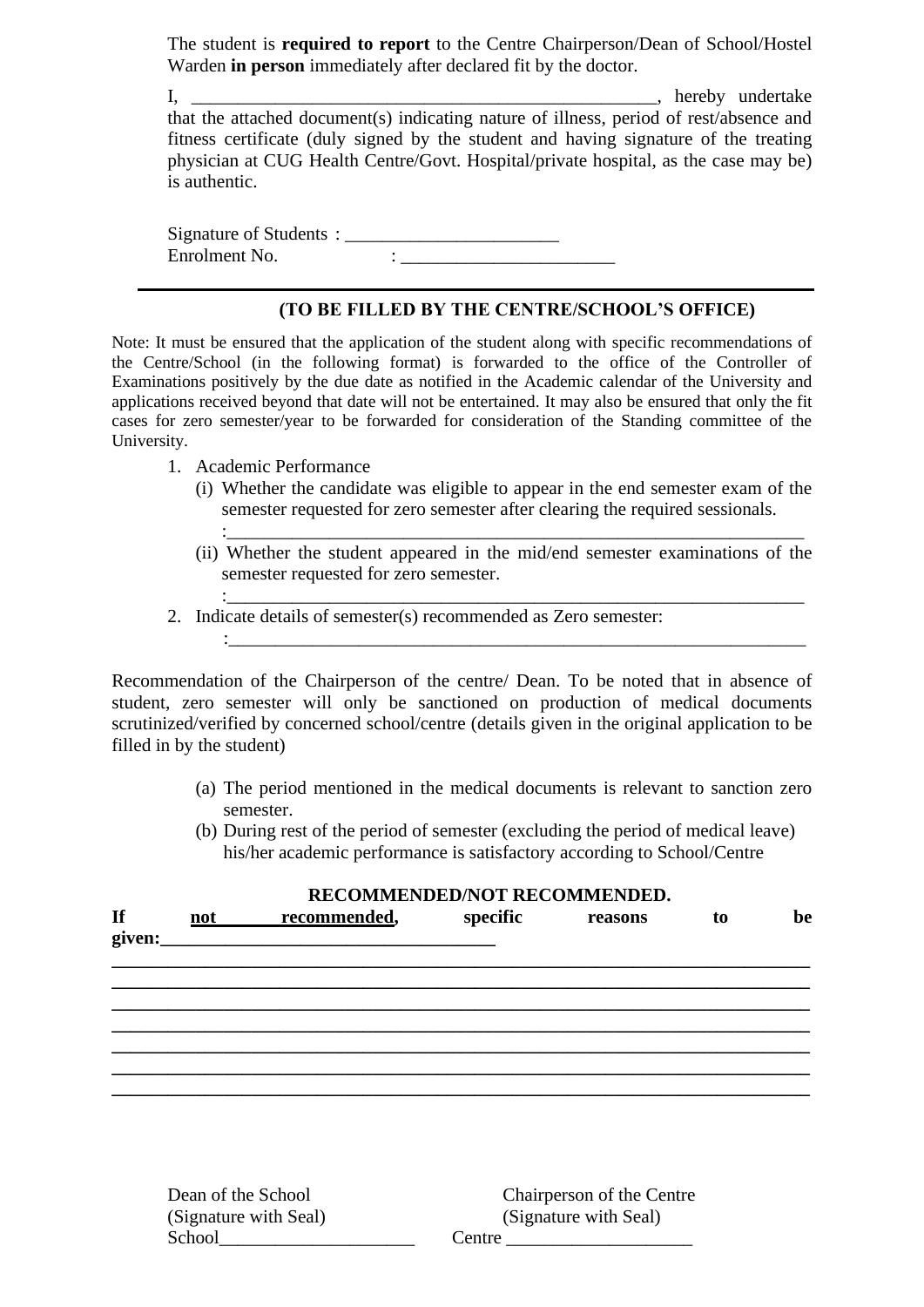The student is **required to report** to the Centre Chairperson/Dean of School/Hostel Warden **in person** immediately after declared fit by the doctor.

I, ____________________________________________________, hereby undertake that the attached document(s) indicating nature of illness, period of rest/absence and fitness certificate (duly signed by the student and having signature of the treating physician at CUG Health Centre/Govt. Hospital/private hospital, as the case may be) is authentic.

Signature of Students : _______________________
Enrolment No. : _______________________

---

**(TO BE FILLED BY THE CENTRE/SCHOOL'S OFFICE)**

Note: It must be ensured that the application of the student along with specific recommendations of the Centre/School (in the following format) is forwarded to the office of the Controller of Examinations positively by the due date as notified in the Academic calendar of the University and applications received beyond that date will not be entertained. It may also be ensured that only the fit cases for zero semester/year to be forwarded for consideration of the Standing committee of the University.

1. Academic Performance
   (i) Whether the candidate was eligible to appear in the end semester exam of the semester requested for zero semester after clearing the required sessionals.
   :_______________________________________________________________
   (ii) Whether the student appeared in the mid/end semester examinations of the semester requested for zero semester.
   :_______________________________________________________________
2. Indicate details of semester(s) recommended as Zero semester:
   :_______________________________________________________________

Recommendation of the Chairperson of the centre/ Dean. To be noted that in absence of student, zero semester will only be sanctioned on production of medical documents scrutinized/verified by concerned school/centre (details given in the original application to be filled in by the student)

(a) The period mentioned in the medical documents is relevant to sanction zero semester.
(b) During rest of the period of semester (excluding the period of medical leave) his/her academic performance is satisfactory according to School/Centre

**RECOMMENDED/NOT RECOMMENDED.**

**If <u>not recommended</u>, specific reasons to be given:____________________________________**

**______________________________________________________________________________**
**______________________________________________________________________________**
**______________________________________________________________________________**
**______________________________________________________________________________**
**______________________________________________________________________________**
**______________________________________________________________________________**
**______________________________________________________________________________**

Dean of the School
(Signature with Seal)
School_____________________

Chairperson of the Centre
(Signature with Seal)
Centre ____________________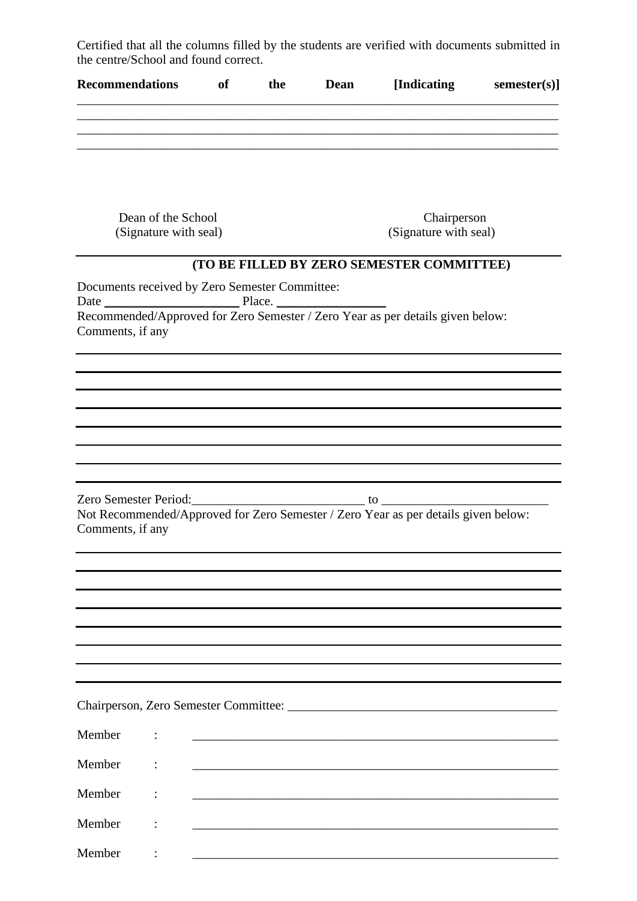Certified that all the columns filled by the students are verified with documents submitted in the centre/School and found correct.

**Recommendations of the Dean [Indicating semester(s)]**

____________________________________________________________________________

____________________________________________________________________________

____________________________________________________________________________

____________________________________________________________________________

Dean of the School
(Signature with seal)

Chairperson
(Signature with seal)

---

**(TO BE FILLED BY ZERO SEMESTER COMMITTEE)**

Documents received by Zero Semester Committee:

Date ____________________ Place. ________________

Recommended/Approved for Zero Semester / Zero Year as per details given below:

Comments, if any

____________________________________________________________________________

____________________________________________________________________________

____________________________________________________________________________

____________________________________________________________________________

____________________________________________________________________________

____________________________________________________________________________

____________________________________________________________________________

____________________________________________________________________________

Zero Semester Period:___________________________ to _________________________

Not Recommended/Approved for Zero Semester / Zero Year as per details given below:

Comments, if any

____________________________________________________________________________

____________________________________________________________________________

____________________________________________________________________________

____________________________________________________________________________

____________________________________________________________________________

____________________________________________________________________________

____________________________________________________________________________

____________________________________________________________________________

Chairperson, Zero Semester Committee: ________________________________________

Member : ____________________________________________________________

Member : ____________________________________________________________

Member : ____________________________________________________________

Member : ____________________________________________________________

Member : ____________________________________________________________